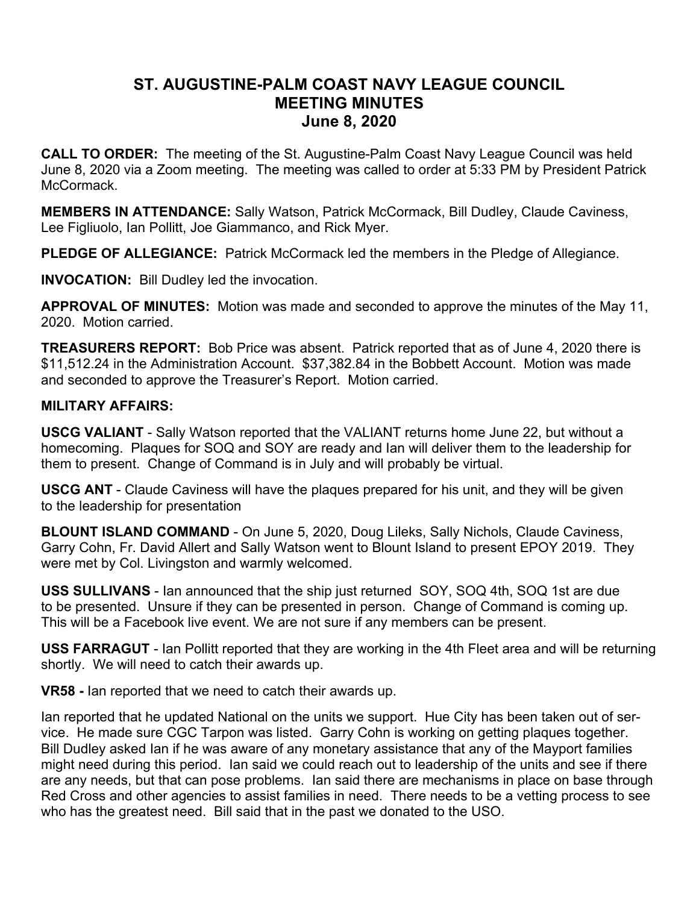# ST. AUGUSTINE-PALM COAST NAVY LEAGUE COUNCIL
# MEETING MINUTES
# June 8, 2020

**CALL TO ORDER:** The meeting of the St. Augustine-Palm Coast Navy League Council was held June 8, 2020 via a Zoom meeting. The meeting was called to order at 5:33 PM by President Patrick McCormack.

**MEMBERS IN ATTENDANCE:** Sally Watson, Patrick McCormack, Bill Dudley, Claude Caviness, Lee Figliuolo, Ian Pollitt, Joe Giammanco, and Rick Myer.

**PLEDGE OF ALLEGIANCE:** Patrick McCormack led the members in the Pledge of Allegiance.

**INVOCATION:** Bill Dudley led the invocation.

**APPROVAL OF MINUTES:** Motion was made and seconded to approve the minutes of the May 11, 2020. Motion carried.

**TREASURERS REPORT:** Bob Price was absent. Patrick reported that as of June 4, 2020 there is $11,512.24 in the Administration Account. $37,382.84 in the Bobbett Account. Motion was made and seconded to approve the Treasurer's Report. Motion carried.

**MILITARY AFFAIRS:**

**USCG VALIANT** - Sally Watson reported that the VALIANT returns home June 22, but without a homecoming. Plaques for SOQ and SOY are ready and Ian will deliver them to the leadership for them to present. Change of Command is in July and will probably be virtual.

**USCG ANT** - Claude Caviness will have the plaques prepared for his unit, and they will be given to the leadership for presentation

**BLOUNT ISLAND COMMAND** - On June 5, 2020, Doug Lileks, Sally Nichols, Claude Caviness, Garry Cohn, Fr. David Allert and Sally Watson went to Blount Island to present EPOY 2019. They were met by Col. Livingston and warmly welcomed.

**USS SULLIVANS** - Ian announced that the ship just returned SOY, SOQ 4th, SOQ 1st are due to be presented. Unsure if they can be presented in person. Change of Command is coming up. This will be a Facebook live event. We are not sure if any members can be present.

**USS FARRAGUT** - Ian Pollitt reported that they are working in the 4th Fleet area and will be returning shortly. We will need to catch their awards up.

**VR58 -** Ian reported that we need to catch their awards up.

Ian reported that he updated National on the units we support. Hue City has been taken out of service. He made sure CGC Tarpon was listed. Garry Cohn is working on getting plaques together. Bill Dudley asked Ian if he was aware of any monetary assistance that any of the Mayport families might need during this period. Ian said we could reach out to leadership of the units and see if there are any needs, but that can pose problems. Ian said there are mechanisms in place on base through Red Cross and other agencies to assist families in need. There needs to be a vetting process to see who has the greatest need. Bill said that in the past we donated to the USO.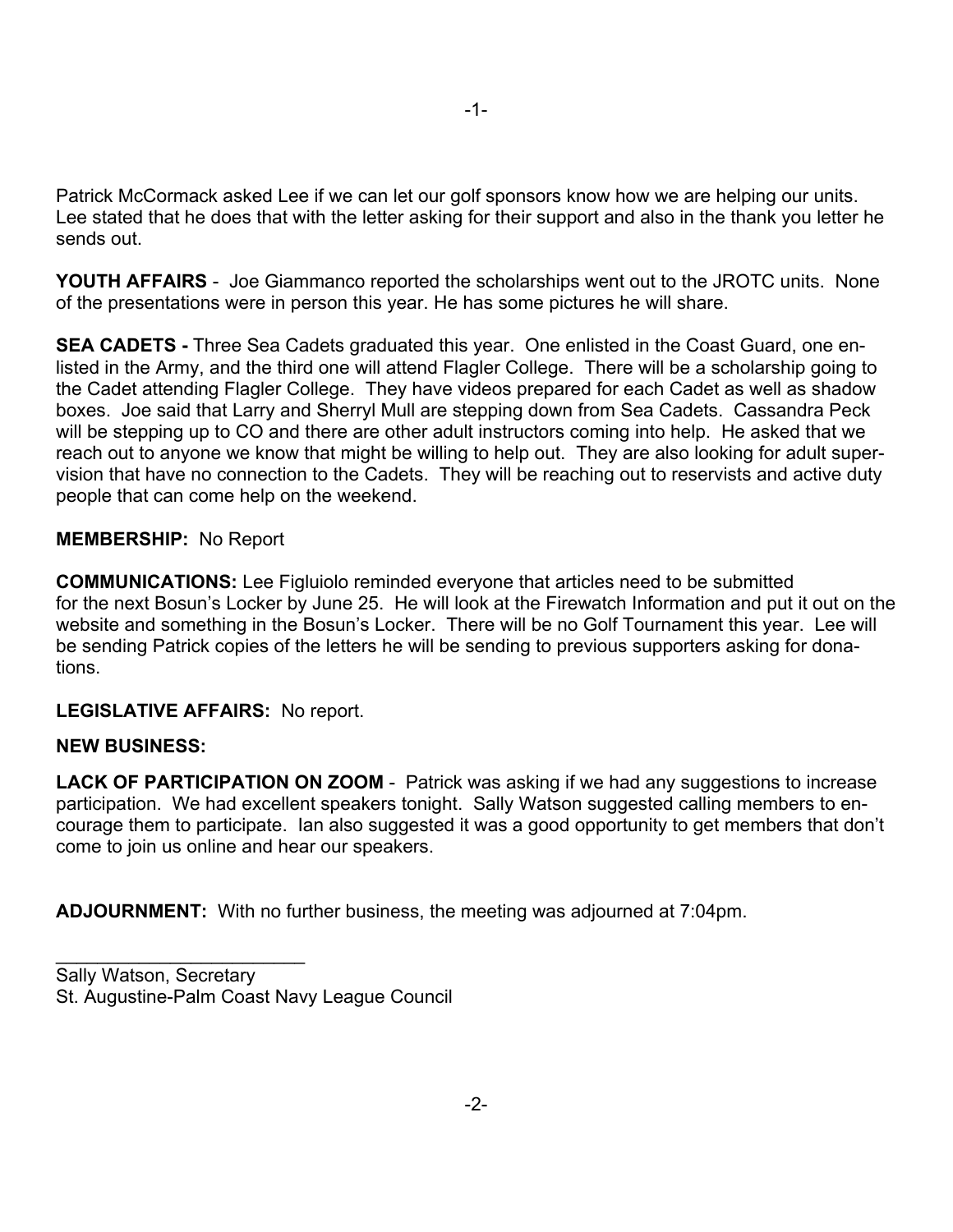Patrick McCormack asked Lee if we can let our golf sponsors know how we are helping our units. Lee stated that he does that with the letter asking for their support and also in the thank you letter he sends out.

**YOUTH AFFAIRS** - Joe Giammanco reported the scholarships went out to the JROTC units. None of the presentations were in person this year. He has some pictures he will share.

**SEA CADETS -** Three Sea Cadets graduated this year. One enlisted in the Coast Guard, one enlisted in the Army, and the third one will attend Flagler College. There will be a scholarship going to the Cadet attending Flagler College. They have videos prepared for each Cadet as well as shadow boxes. Joe said that Larry and Sherryl Mull are stepping down from Sea Cadets. Cassandra Peck will be stepping up to CO and there are other adult instructors coming into help. He asked that we reach out to anyone we know that might be willing to help out. They are also looking for adult supervision that have no connection to the Cadets. They will be reaching out to reservists and active duty people that can come help on the weekend.

**MEMBERSHIP:** No Report

**COMMUNICATIONS:** Lee Figluiolo reminded everyone that articles need to be submitted for the next Bosun's Locker by June 25. He will look at the Firewatch Information and put it out on the website and something in the Bosun's Locker. There will be no Golf Tournament this year. Lee will be sending Patrick copies of the letters he will be sending to previous supporters asking for donations.

**LEGISLATIVE AFFAIRS:** No report.

**NEW BUSINESS:**

**LACK OF PARTICIPATION ON ZOOM** - Patrick was asking if we had any suggestions to increase participation. We had excellent speakers tonight. Sally Watson suggested calling members to encourage them to participate. Ian also suggested it was a good opportunity to get members that don't come to join us online and hear our speakers.

**ADJOURNMENT:** With no further business, the meeting was adjourned at 7:04pm.

________________________

Sally Watson, Secretary
St. Augustine-Palm Coast Navy League Council